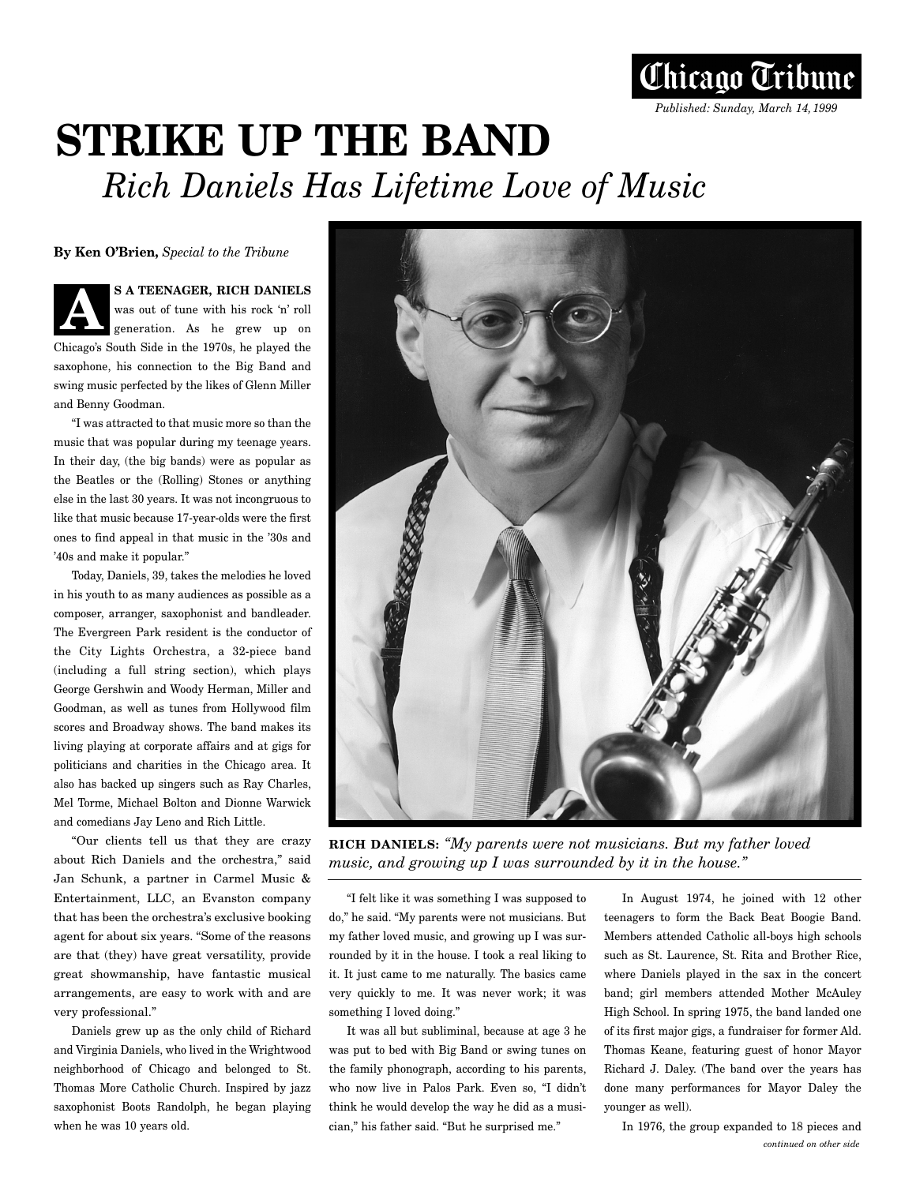Chicago Tribune

*Published: Sunday, March 14, 1999*

# STRIKE UP THE BAND

## *Rich Daniels Has Lifetime Love of Music*

**By Ken O'Brien,** *Special to the Tribune*

**AS A TEENAGER, RICH DANIELS** was out of tune with his rock 'n' roll generation. As he grew up on Chicago's South Side in the 1970s, he played the saxophone, his connection to the Big Band and swing music perfected by the likes of Glenn Miller and Benny Goodman.

"I was attracted to that music more so than the music that was popular during my teenage years. In their day, (the big bands) were as popular as the Beatles or the (Rolling) Stones or anything else in the last 30 years. It was not incongruous to like that music because 17-year-olds were the first ones to find appeal in that music in the '30s and '40s and make it popular."

Today, Daniels, 39, takes the melodies he loved in his youth to as many audiences as possible as a composer, arranger, saxophonist and bandleader. The Evergreen Park resident is the conductor of the City Lights Orchestra, a 32-piece band (including a full string section), which plays George Gershwin and Woody Herman, Miller and Goodman, as well as tunes from Hollywood film scores and Broadway shows. The band makes its living playing at corporate affairs and at gigs for politicians and charities in the Chicago area. It also has backed up singers such as Ray Charles, Mel Torme, Michael Bolton and Dionne Warwick and comedians Jay Leno and Rich Little.

"Our clients tell us that they are crazy about Rich Daniels and the orchestra," said Jan Schunk, a partner in Carmel Music & Entertainment, LLC, an Evanston company that has been the orchestra's exclusive booking agent for about six years. "Some of the reasons are that (they) have great versatility, provide great showmanship, have fantastic musical arrangements, are easy to work with and are very professional."

Daniels grew up as the only child of Richard and Virginia Daniels, who lived in the Wrightwood neighborhood of Chicago and belonged to St. Thomas More Catholic Church. Inspired by jazz saxophonist Boots Randolph, he began playing when he was 10 years old.

**RICH DANIELS:** *"My parents were not musicians. But my father loved music, and growing up I was surrounded by it in the house."*

"I felt like it was something I was supposed to do," he said. "My parents were not musicians. But my father loved music, and growing up I was surrounded by it in the house. I took a real liking to it. It just came to me naturally. The basics came very quickly to me. It was never work; it was something I loved doing."

It was all but subliminal, because at age 3 he was put to bed with Big Band or swing tunes on the family phonograph, according to his parents, who now live in Palos Park. Even so, "I didn't think he would develop the way he did as a musician," his father said. "But he surprised me."

In August 1974, he joined with 12 other teenagers to form the Back Beat Boogie Band. Members attended Catholic all-boys high schools such as St. Laurence, St. Rita and Brother Rice, where Daniels played in the sax in the concert band; girl members attended Mother McAuley High School. In spring 1975, the band landed one of its first major gigs, a fundraiser for former Ald. Thomas Keane, featuring guest of honor Mayor Richard J. Daley. (The band over the years has done many performances for Mayor Daley the younger as well).

In 1976, the group expanded to 18 pieces and

*continued on other side*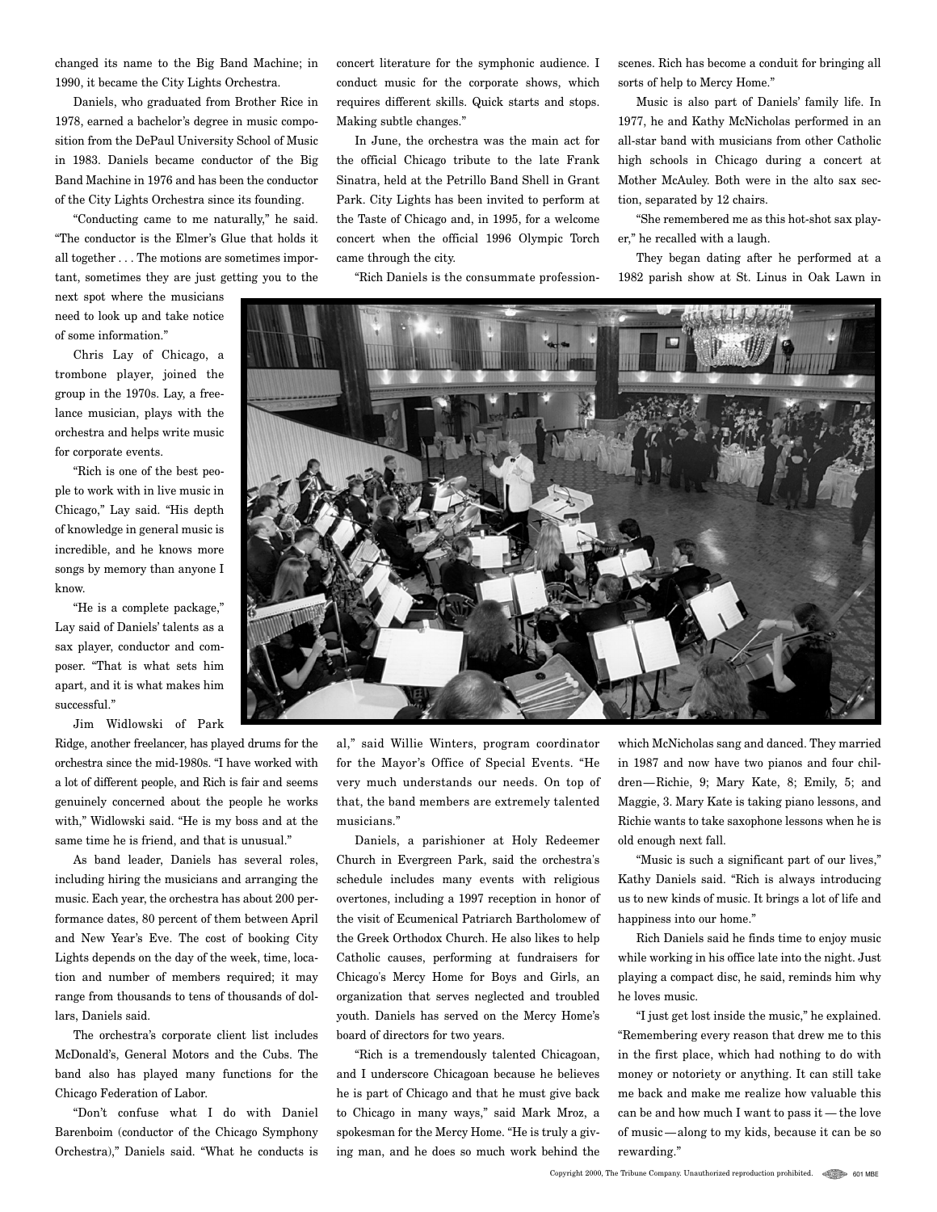changed its name to the Big Band Machine; in 1990, it became the City Lights Orchestra.

Daniels, who graduated from Brother Rice in 1978, earned a bachelor's degree in music composition from the DePaul University School of Music in 1983. Daniels became conductor of the Big Band Machine in 1976 and has been the conductor of the City Lights Orchestra since its founding.

"Conducting came to me naturally," he said. "The conductor is the Elmer's Glue that holds it all together . . . The motions are sometimes important, sometimes they are just getting you to the next spot where the musicians need to look up and take notice of some information."

Chris Lay of Chicago, a trombone player, joined the group in the 1970s. Lay, a freelance musician, plays with the orchestra and helps write music for corporate events.

"Rich is one of the best people to work with in live music in Chicago," Lay said. "His depth of knowledge in general music is incredible, and he knows more songs by memory than anyone I know.

"He is a complete package," Lay said of Daniels' talents as a sax player, conductor and composer. "That is what sets him apart, and it is what makes him successful."

Jim Widlowski of Park Ridge, another freelancer, has played drums for the orchestra since the mid-1980s. "I have worked with a lot of different people, and Rich is fair and seems genuinely concerned about the people he works with," Widlowski said. "He is my boss and at the same time he is friend, and that is unusual."

As band leader, Daniels has several roles, including hiring the musicians and arranging the music. Each year, the orchestra has about 200 performance dates, 80 percent of them between April and New Year's Eve. The cost of booking City Lights depends on the day of the week, time, location and number of members required; it may range from thousands to tens of thousands of dollars, Daniels said.

The orchestra's corporate client list includes McDonald's, General Motors and the Cubs. The band also has played many functions for the Chicago Federation of Labor.

"Don't confuse what I do with Daniel Barenboim (conductor of the Chicago Symphony Orchestra)," Daniels said. "What he conducts is concert literature for the symphonic audience. I conduct music for the corporate shows, which requires different skills. Quick starts and stops. Making subtle changes."

In June, the orchestra was the main act for the official Chicago tribute to the late Frank Sinatra, held at the Petrillo Band Shell in Grant Park. City Lights has been invited to perform at the Taste of Chicago and, in 1995, for a welcome concert when the official 1996 Olympic Torch came through the city.

"Rich Daniels is the consummate professional," said Willie Winters, program coordinator for the Mayor's Office of Special Events. "He very much understands our needs. On top of that, the band members are extremely talented musicians."

Daniels, a parishioner at Holy Redeemer Church in Evergreen Park, said the orchestra's schedule includes many events with religious overtones, including a 1997 reception in honor of the visit of Ecumenical Patriarch Bartholomew of the Greek Orthodox Church. He also likes to help Catholic causes, performing at fundraisers for Chicago's Mercy Home for Boys and Girls, an organization that serves neglected and troubled youth. Daniels has served on the Mercy Home's board of directors for two years.

"Rich is a tremendously talented Chicagoan, and I underscore Chicagoan because he believes he is part of Chicago and that he must give back to Chicago in many ways," said Mark Mroz, a spokesman for the Mercy Home. "He is truly a giving man, and he does so much work behind the scenes. Rich has become a conduit for bringing all sorts of help to Mercy Home."

Music is also part of Daniels' family life. In 1977, he and Kathy McNicholas performed in an all-star band with musicians from other Catholic high schools in Chicago during a concert at Mother McAuley. Both were in the alto sax section, separated by 12 chairs.

"She remembered me as this hot-shot sax player," he recalled with a laugh.

They began dating after he performed at a 1982 parish show at St. Linus in Oak Lawn in which McNicholas sang and danced. They married in 1987 and now have two pianos and four children—Richie, 9; Mary Kate, 8; Emily, 5; and Maggie, 3. Mary Kate is taking piano lessons, and Richie wants to take saxophone lessons when he is old enough next fall.

"Music is such a significant part of our lives," Kathy Daniels said. "Rich is always introducing us to new kinds of music. It brings a lot of life and happiness into our home."

Rich Daniels said he finds time to enjoy music while working in his office late into the night. Just playing a compact disc, he said, reminds him why he loves music.

"I just get lost inside the music," he explained. "Remembering every reason that drew me to this in the first place, which had nothing to do with money or notoriety or anything. It can still take me back and make me realize how valuable this can be and how much I want to pass it — the love of music — along to my kids, because it can be so rewarding."

Copyright 2000, The Tribune Company. Unauthorized reproduction prohibited. 601 MBE